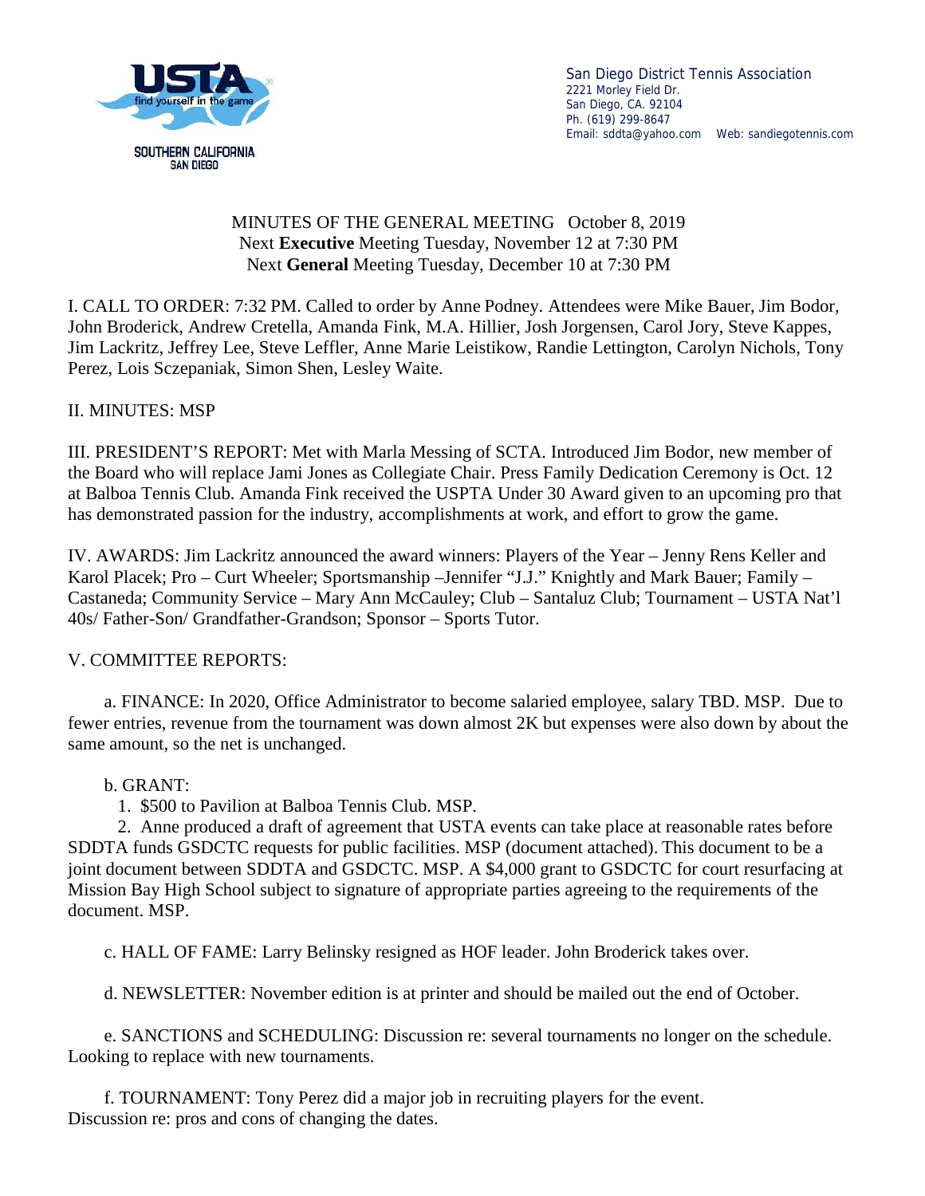San Diego District Tennis Association
2221 Morley Field Dr.
San Diego, CA. 92104
Ph. (619) 299-8647
Email: sddta@yahoo.com Web: sandiegotennis.com

# MINUTES OF THE GENERAL MEETING October 8, 2019

Next **Executive** Meeting Tuesday, November 12 at 7:30 PM
Next **General** Meeting Tuesday, December 10 at 7:30 PM

I. CALL TO ORDER: 7:32 PM. Called to order by Anne Podney. Attendees were Mike Bauer, Jim Bodor, John Broderick, Andrew Cretella, Amanda Fink, M.A. Hillier, Josh Jorgensen, Carol Jory, Steve Kappes, Jim Lackritz, Jeffrey Lee, Steve Leffler, Anne Marie Leistikow, Randie Lettington, Carolyn Nichols, Tony Perez, Lois Sczepaniak, Simon Shen, Lesley Waite.

II. MINUTES: MSP

III. PRESIDENT'S REPORT: Met with Marla Messing of SCTA. Introduced Jim Bodor, new member of the Board who will replace Jami Jones as Collegiate Chair. Press Family Dedication Ceremony is Oct. 12 at Balboa Tennis Club. Amanda Fink received the USPTA Under 30 Award given to an upcoming pro that has demonstrated passion for the industry, accomplishments at work, and effort to grow the game.

IV. AWARDS: Jim Lackritz announced the award winners: Players of the Year – Jenny Rens Keller and Karol Placek; Pro – Curt Wheeler; Sportsmanship –Jennifer "J.J." Knightly and Mark Bauer; Family – Castaneda; Community Service – Mary Ann McCauley; Club – Santaluz Club; Tournament – USTA Nat'l 40s/ Father-Son/ Grandfather-Grandson; Sponsor – Sports Tutor.

V. COMMITTEE REPORTS:

a. FINANCE: In 2020, Office Administrator to become salaried employee, salary TBD. MSP. Due to fewer entries, revenue from the tournament was down almost 2K but expenses were also down by about the same amount, so the net is unchanged.

b. GRANT:

1. $500 to Pavilion at Balboa Tennis Club. MSP.
2. Anne produced a draft of agreement that USTA events can take place at reasonable rates before SDDTA funds GSDCTC requests for public facilities. MSP (document attached). This document to be a joint document between SDDTA and GSDCTC. MSP. A $4,000 grant to GSDCTC for court resurfacing at Mission Bay High School subject to signature of appropriate parties agreeing to the requirements of the document. MSP.

c. HALL OF FAME: Larry Belinsky resigned as HOF leader. John Broderick takes over.

d. NEWSLETTER: November edition is at printer and should be mailed out the end of October.

e. SANCTIONS and SCHEDULING: Discussion re: several tournaments no longer on the schedule. Looking to replace with new tournaments.

f. TOURNAMENT: Tony Perez did a major job in recruiting players for the event. Discussion re: pros and cons of changing the dates.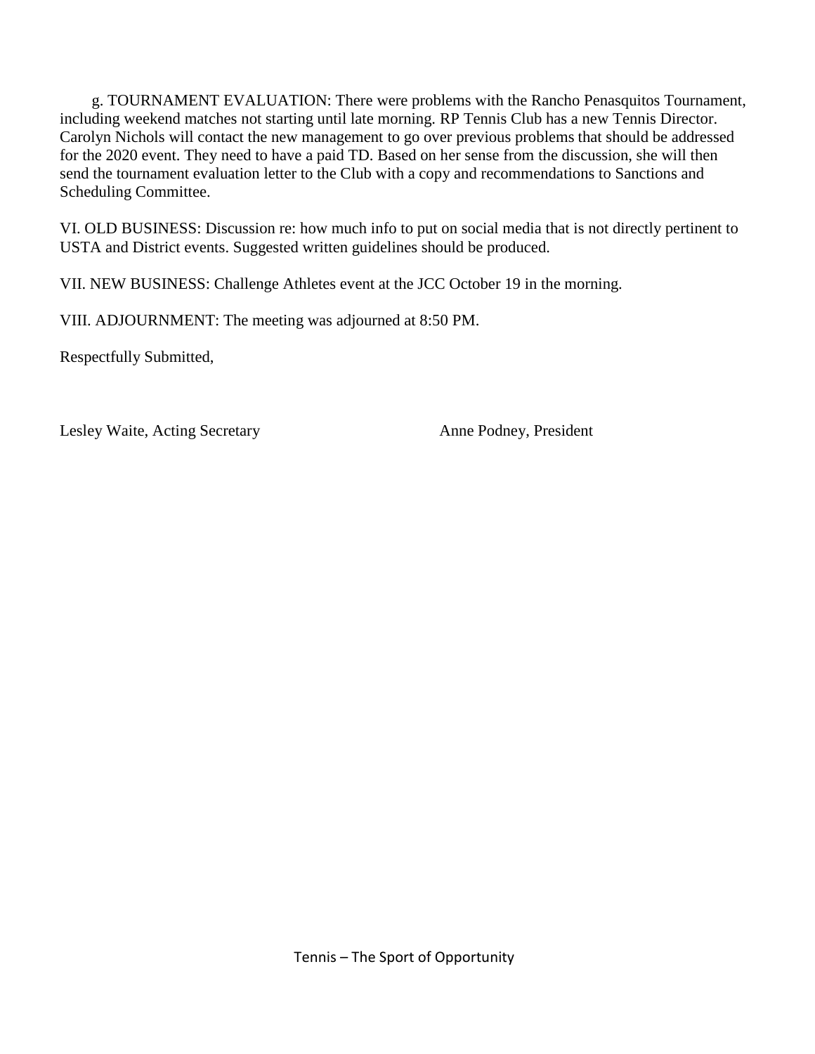g. TOURNAMENT EVALUATION: There were problems with the Rancho Penasquitos Tournament, including weekend matches not starting until late morning. RP Tennis Club has a new Tennis Director. Carolyn Nichols will contact the new management to go over previous problems that should be addressed for the 2020 event. They need to have a paid TD. Based on her sense from the discussion, she will then send the tournament evaluation letter to the Club with a copy and recommendations to Sanctions and Scheduling Committee.

VI. OLD BUSINESS: Discussion re: how much info to put on social media that is not directly pertinent to USTA and District events. Suggested written guidelines should be produced.

VII. NEW BUSINESS: Challenge Athletes event at the JCC October 19 in the morning.

VIII. ADJOURNMENT: The meeting was adjourned at 8:50 PM.

Respectfully Submitted,

Lesley Waite, Acting Secretary

Anne Podney, President

Tennis – The Sport of Opportunity